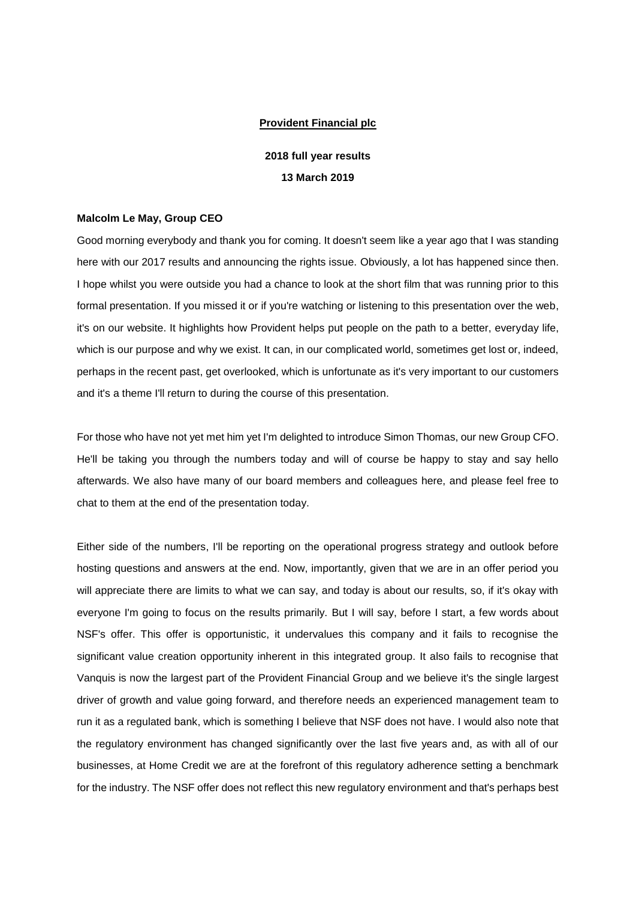**Provident Financial plc**

**2018 full year results**

**13 March 2019**

**Malcolm Le May, Group CEO**

Good morning everybody and thank you for coming. It doesn't seem like a year ago that I was standing here with our 2017 results and announcing the rights issue. Obviously, a lot has happened since then. I hope whilst you were outside you had a chance to look at the short film that was running prior to this formal presentation. If you missed it or if you're watching or listening to this presentation over the web, it's on our website. It highlights how Provident helps put people on the path to a better, everyday life, which is our purpose and why we exist. It can, in our complicated world, sometimes get lost or, indeed, perhaps in the recent past, get overlooked, which is unfortunate as it's very important to our customers and it's a theme I'll return to during the course of this presentation.

For those who have not yet met him yet I'm delighted to introduce Simon Thomas, our new Group CFO. He'll be taking you through the numbers today and will of course be happy to stay and say hello afterwards. We also have many of our board members and colleagues here, and please feel free to chat to them at the end of the presentation today.

Either side of the numbers, I'll be reporting on the operational progress strategy and outlook before hosting questions and answers at the end. Now, importantly, given that we are in an offer period you will appreciate there are limits to what we can say, and today is about our results, so, if it's okay with everyone I'm going to focus on the results primarily. But I will say, before I start, a few words about NSF's offer. This offer is opportunistic, it undervalues this company and it fails to recognise the significant value creation opportunity inherent in this integrated group. It also fails to recognise that Vanquis is now the largest part of the Provident Financial Group and we believe it's the single largest driver of growth and value going forward, and therefore needs an experienced management team to run it as a regulated bank, which is something I believe that NSF does not have. I would also note that the regulatory environment has changed significantly over the last five years and, as with all of our businesses, at Home Credit we are at the forefront of this regulatory adherence setting a benchmark for the industry. The NSF offer does not reflect this new regulatory environment and that's perhaps best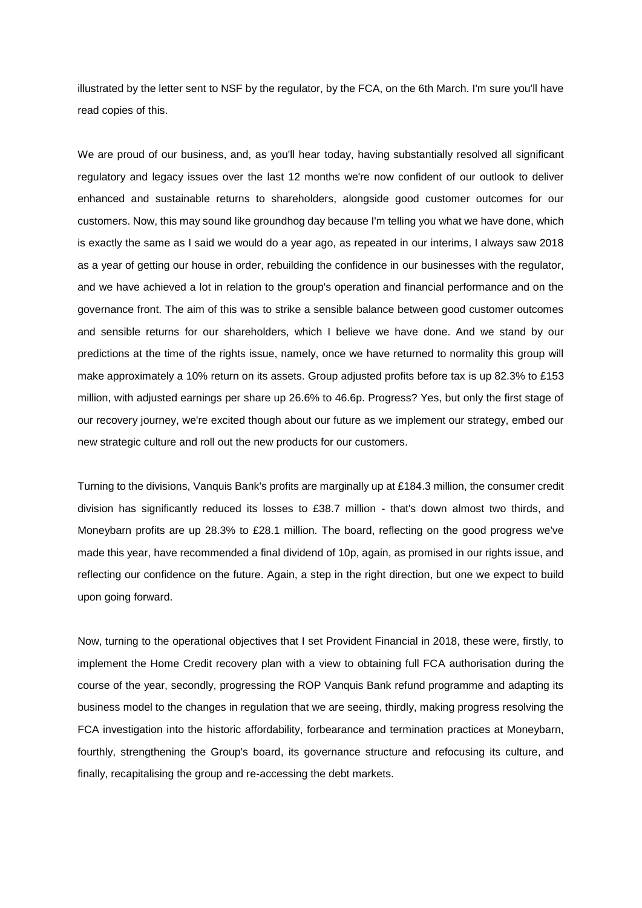illustrated by the letter sent to NSF by the regulator, by the FCA, on the 6th March. I'm sure you'll have read copies of this.

We are proud of our business, and, as you'll hear today, having substantially resolved all significant regulatory and legacy issues over the last 12 months we're now confident of our outlook to deliver enhanced and sustainable returns to shareholders, alongside good customer outcomes for our customers. Now, this may sound like groundhog day because I'm telling you what we have done, which is exactly the same as I said we would do a year ago, as repeated in our interims, I always saw 2018 as a year of getting our house in order, rebuilding the confidence in our businesses with the regulator, and we have achieved a lot in relation to the group's operation and financial performance and on the governance front. The aim of this was to strike a sensible balance between good customer outcomes and sensible returns for our shareholders, which I believe we have done. And we stand by our predictions at the time of the rights issue, namely, once we have returned to normality this group will make approximately a 10% return on its assets. Group adjusted profits before tax is up 82.3% to £153 million, with adjusted earnings per share up 26.6% to 46.6p. Progress? Yes, but only the first stage of our recovery journey, we're excited though about our future as we implement our strategy, embed our new strategic culture and roll out the new products for our customers.

Turning to the divisions, Vanquis Bank's profits are marginally up at £184.3 million, the consumer credit division has significantly reduced its losses to £38.7 million - that's down almost two thirds, and Moneybarn profits are up 28.3% to £28.1 million. The board, reflecting on the good progress we've made this year, have recommended a final dividend of 10p, again, as promised in our rights issue, and reflecting our confidence on the future. Again, a step in the right direction, but one we expect to build upon going forward.

Now, turning to the operational objectives that I set Provident Financial in 2018, these were, firstly, to implement the Home Credit recovery plan with a view to obtaining full FCA authorisation during the course of the year, secondly, progressing the ROP Vanquis Bank refund programme and adapting its business model to the changes in regulation that we are seeing, thirdly, making progress resolving the FCA investigation into the historic affordability, forbearance and termination practices at Moneybarn, fourthly, strengthening the Group's board, its governance structure and refocusing its culture, and finally, recapitalising the group and re-accessing the debt markets.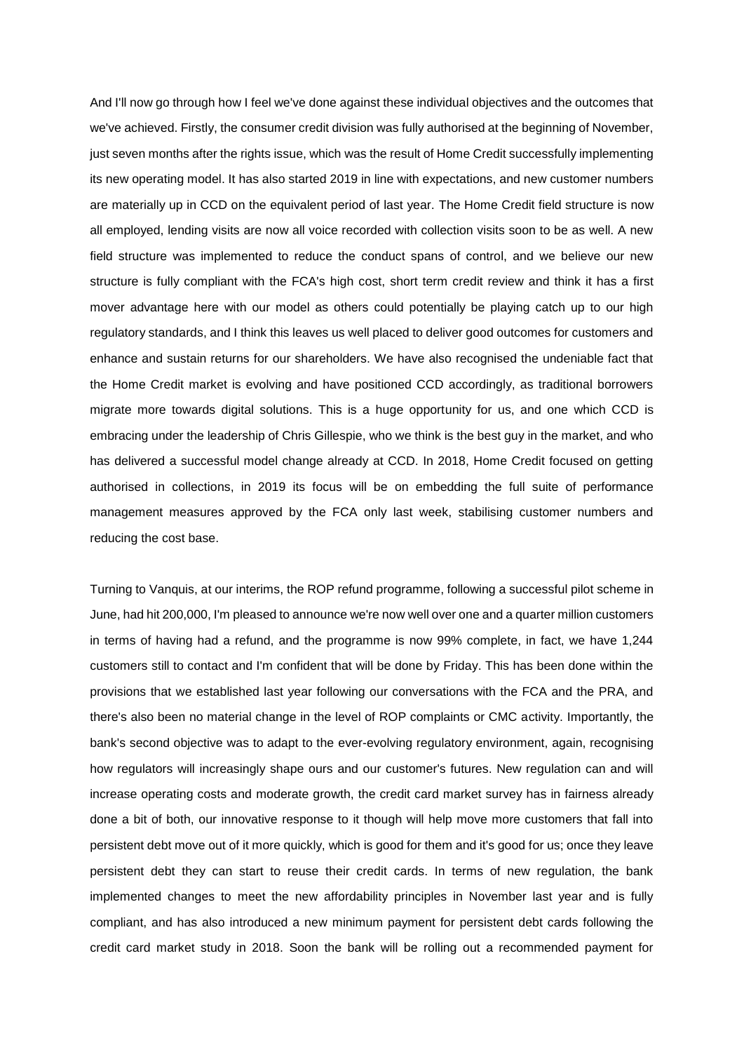And I'll now go through how I feel we've done against these individual objectives and the outcomes that we've achieved. Firstly, the consumer credit division was fully authorised at the beginning of November, just seven months after the rights issue, which was the result of Home Credit successfully implementing its new operating model. It has also started 2019 in line with expectations, and new customer numbers are materially up in CCD on the equivalent period of last year. The Home Credit field structure is now all employed, lending visits are now all voice recorded with collection visits soon to be as well. A new field structure was implemented to reduce the conduct spans of control, and we believe our new structure is fully compliant with the FCA's high cost, short term credit review and think it has a first mover advantage here with our model as others could potentially be playing catch up to our high regulatory standards, and I think this leaves us well placed to deliver good outcomes for customers and enhance and sustain returns for our shareholders. We have also recognised the undeniable fact that the Home Credit market is evolving and have positioned CCD accordingly, as traditional borrowers migrate more towards digital solutions. This is a huge opportunity for us, and one which CCD is embracing under the leadership of Chris Gillespie, who we think is the best guy in the market, and who has delivered a successful model change already at CCD. In 2018, Home Credit focused on getting authorised in collections, in 2019 its focus will be on embedding the full suite of performance management measures approved by the FCA only last week, stabilising customer numbers and reducing the cost base.

Turning to Vanquis, at our interims, the ROP refund programme, following a successful pilot scheme in June, had hit 200,000, I'm pleased to announce we're now well over one and a quarter million customers in terms of having had a refund, and the programme is now 99% complete, in fact, we have 1,244 customers still to contact and I'm confident that will be done by Friday. This has been done within the provisions that we established last year following our conversations with the FCA and the PRA, and there's also been no material change in the level of ROP complaints or CMC activity. Importantly, the bank's second objective was to adapt to the ever-evolving regulatory environment, again, recognising how regulators will increasingly shape ours and our customer's futures. New regulation can and will increase operating costs and moderate growth, the credit card market survey has in fairness already done a bit of both, our innovative response to it though will help move more customers that fall into persistent debt move out of it more quickly, which is good for them and it's good for us; once they leave persistent debt they can start to reuse their credit cards. In terms of new regulation, the bank implemented changes to meet the new affordability principles in November last year and is fully compliant, and has also introduced a new minimum payment for persistent debt cards following the credit card market study in 2018. Soon the bank will be rolling out a recommended payment for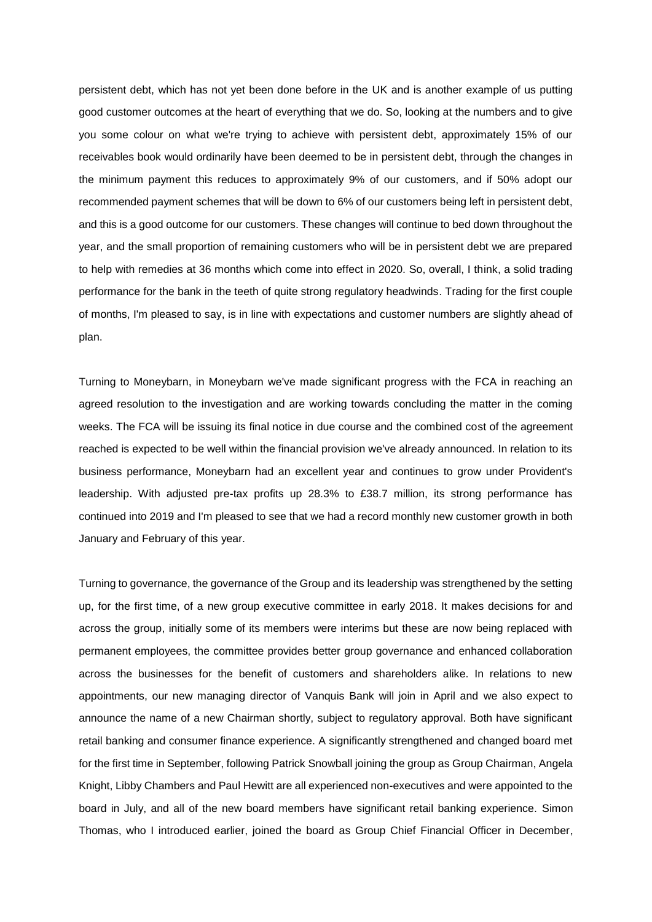persistent debt, which has not yet been done before in the UK and is another example of us putting good customer outcomes at the heart of everything that we do. So, looking at the numbers and to give you some colour on what we're trying to achieve with persistent debt, approximately 15% of our receivables book would ordinarily have been deemed to be in persistent debt, through the changes in the minimum payment this reduces to approximately 9% of our customers, and if 50% adopt our recommended payment schemes that will be down to 6% of our customers being left in persistent debt, and this is a good outcome for our customers. These changes will continue to bed down throughout the year, and the small proportion of remaining customers who will be in persistent debt we are prepared to help with remedies at 36 months which come into effect in 2020. So, overall, I think, a solid trading performance for the bank in the teeth of quite strong regulatory headwinds. Trading for the first couple of months, I'm pleased to say, is in line with expectations and customer numbers are slightly ahead of plan.

Turning to Moneybarn, in Moneybarn we've made significant progress with the FCA in reaching an agreed resolution to the investigation and are working towards concluding the matter in the coming weeks. The FCA will be issuing its final notice in due course and the combined cost of the agreement reached is expected to be well within the financial provision we've already announced. In relation to its business performance, Moneybarn had an excellent year and continues to grow under Provident's leadership. With adjusted pre-tax profits up 28.3% to £38.7 million, its strong performance has continued into 2019 and I'm pleased to see that we had a record monthly new customer growth in both January and February of this year.

Turning to governance, the governance of the Group and its leadership was strengthened by the setting up, for the first time, of a new group executive committee in early 2018. It makes decisions for and across the group, initially some of its members were interims but these are now being replaced with permanent employees, the committee provides better group governance and enhanced collaboration across the businesses for the benefit of customers and shareholders alike. In relations to new appointments, our new managing director of Vanquis Bank will join in April and we also expect to announce the name of a new Chairman shortly, subject to regulatory approval. Both have significant retail banking and consumer finance experience. A significantly strengthened and changed board met for the first time in September, following Patrick Snowball joining the group as Group Chairman, Angela Knight, Libby Chambers and Paul Hewitt are all experienced non-executives and were appointed to the board in July, and all of the new board members have significant retail banking experience. Simon Thomas, who I introduced earlier, joined the board as Group Chief Financial Officer in December,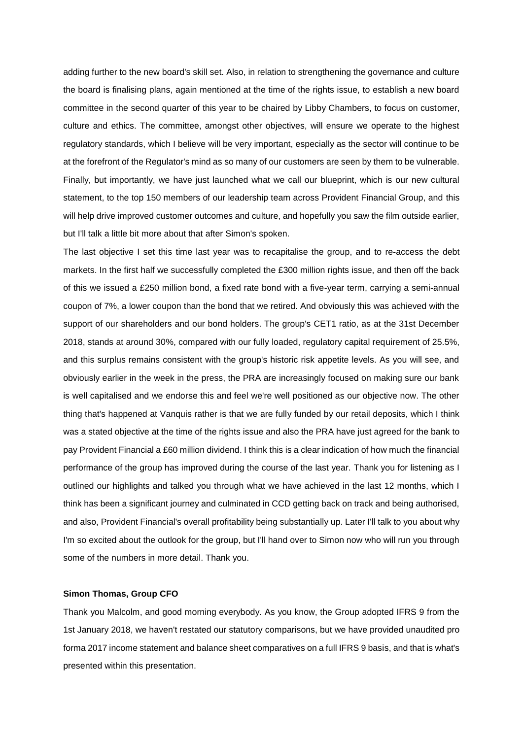adding further to the new board's skill set. Also, in relation to strengthening the governance and culture the board is finalising plans, again mentioned at the time of the rights issue, to establish a new board committee in the second quarter of this year to be chaired by Libby Chambers, to focus on customer, culture and ethics. The committee, amongst other objectives, will ensure we operate to the highest regulatory standards, which I believe will be very important, especially as the sector will continue to be at the forefront of the Regulator's mind as so many of our customers are seen by them to be vulnerable. Finally, but importantly, we have just launched what we call our blueprint, which is our new cultural statement, to the top 150 members of our leadership team across Provident Financial Group, and this will help drive improved customer outcomes and culture, and hopefully you saw the film outside earlier, but I'll talk a little bit more about that after Simon's spoken.

The last objective I set this time last year was to recapitalise the group, and to re-access the debt markets. In the first half we successfully completed the £300 million rights issue, and then off the back of this we issued a £250 million bond, a fixed rate bond with a five-year term, carrying a semi-annual coupon of 7%, a lower coupon than the bond that we retired. And obviously this was achieved with the support of our shareholders and our bond holders. The group's CET1 ratio, as at the 31st December 2018, stands at around 30%, compared with our fully loaded, regulatory capital requirement of 25.5%, and this surplus remains consistent with the group's historic risk appetite levels. As you will see, and obviously earlier in the week in the press, the PRA are increasingly focused on making sure our bank is well capitalised and we endorse this and feel we're well positioned as our objective now. The other thing that's happened at Vanquis rather is that we are fully funded by our retail deposits, which I think was a stated objective at the time of the rights issue and also the PRA have just agreed for the bank to pay Provident Financial a £60 million dividend. I think this is a clear indication of how much the financial performance of the group has improved during the course of the last year. Thank you for listening as I outlined our highlights and talked you through what we have achieved in the last 12 months, which I think has been a significant journey and culminated in CCD getting back on track and being authorised, and also, Provident Financial's overall profitability being substantially up. Later I'll talk to you about why I'm so excited about the outlook for the group, but I'll hand over to Simon now who will run you through some of the numbers in more detail. Thank you.

**Simon Thomas, Group CFO**

Thank you Malcolm, and good morning everybody. As you know, the Group adopted IFRS 9 from the 1st January 2018, we haven't restated our statutory comparisons, but we have provided unaudited pro forma 2017 income statement and balance sheet comparatives on a full IFRS 9 basis, and that is what's presented within this presentation.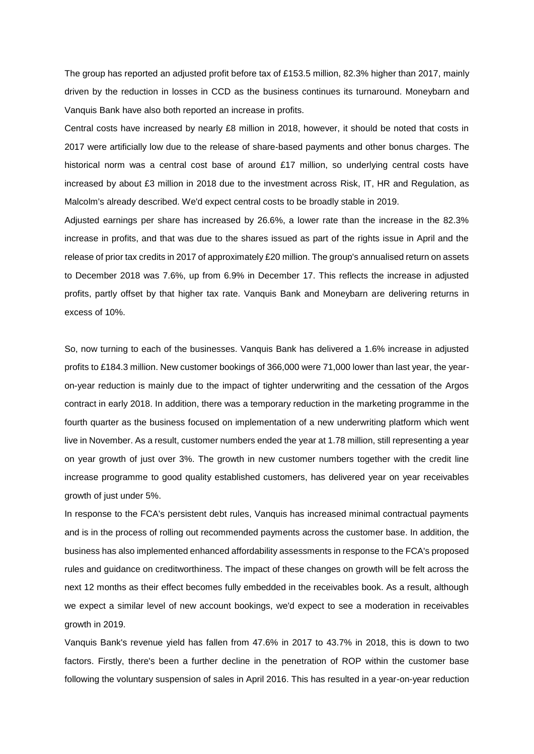The group has reported an adjusted profit before tax of £153.5 million, 82.3% higher than 2017, mainly driven by the reduction in losses in CCD as the business continues its turnaround. Moneybarn and Vanquis Bank have also both reported an increase in profits.

Central costs have increased by nearly £8 million in 2018, however, it should be noted that costs in 2017 were artificially low due to the release of share-based payments and other bonus charges. The historical norm was a central cost base of around £17 million, so underlying central costs have increased by about £3 million in 2018 due to the investment across Risk, IT, HR and Regulation, as Malcolm's already described. We'd expect central costs to be broadly stable in 2019.

Adjusted earnings per share has increased by 26.6%, a lower rate than the increase in the 82.3% increase in profits, and that was due to the shares issued as part of the rights issue in April and the release of prior tax credits in 2017 of approximately £20 million. The group's annualised return on assets to December 2018 was 7.6%, up from 6.9% in December 17. This reflects the increase in adjusted profits, partly offset by that higher tax rate. Vanquis Bank and Moneybarn are delivering returns in excess of 10%.

So, now turning to each of the businesses. Vanquis Bank has delivered a 1.6% increase in adjusted profits to £184.3 million. New customer bookings of 366,000 were 71,000 lower than last year, the year-on-year reduction is mainly due to the impact of tighter underwriting and the cessation of the Argos contract in early 2018. In addition, there was a temporary reduction in the marketing programme in the fourth quarter as the business focused on implementation of a new underwriting platform which went live in November. As a result, customer numbers ended the year at 1.78 million, still representing a year on year growth of just over 3%. The growth in new customer numbers together with the credit line increase programme to good quality established customers, has delivered year on year receivables growth of just under 5%.

In response to the FCA's persistent debt rules, Vanquis has increased minimal contractual payments and is in the process of rolling out recommended payments across the customer base. In addition, the business has also implemented enhanced affordability assessments in response to the FCA's proposed rules and guidance on creditworthiness. The impact of these changes on growth will be felt across the next 12 months as their effect becomes fully embedded in the receivables book. As a result, although we expect a similar level of new account bookings, we'd expect to see a moderation in receivables growth in 2019.

Vanquis Bank's revenue yield has fallen from 47.6% in 2017 to 43.7% in 2018, this is down to two factors. Firstly, there's been a further decline in the penetration of ROP within the customer base following the voluntary suspension of sales in April 2016. This has resulted in a year-on-year reduction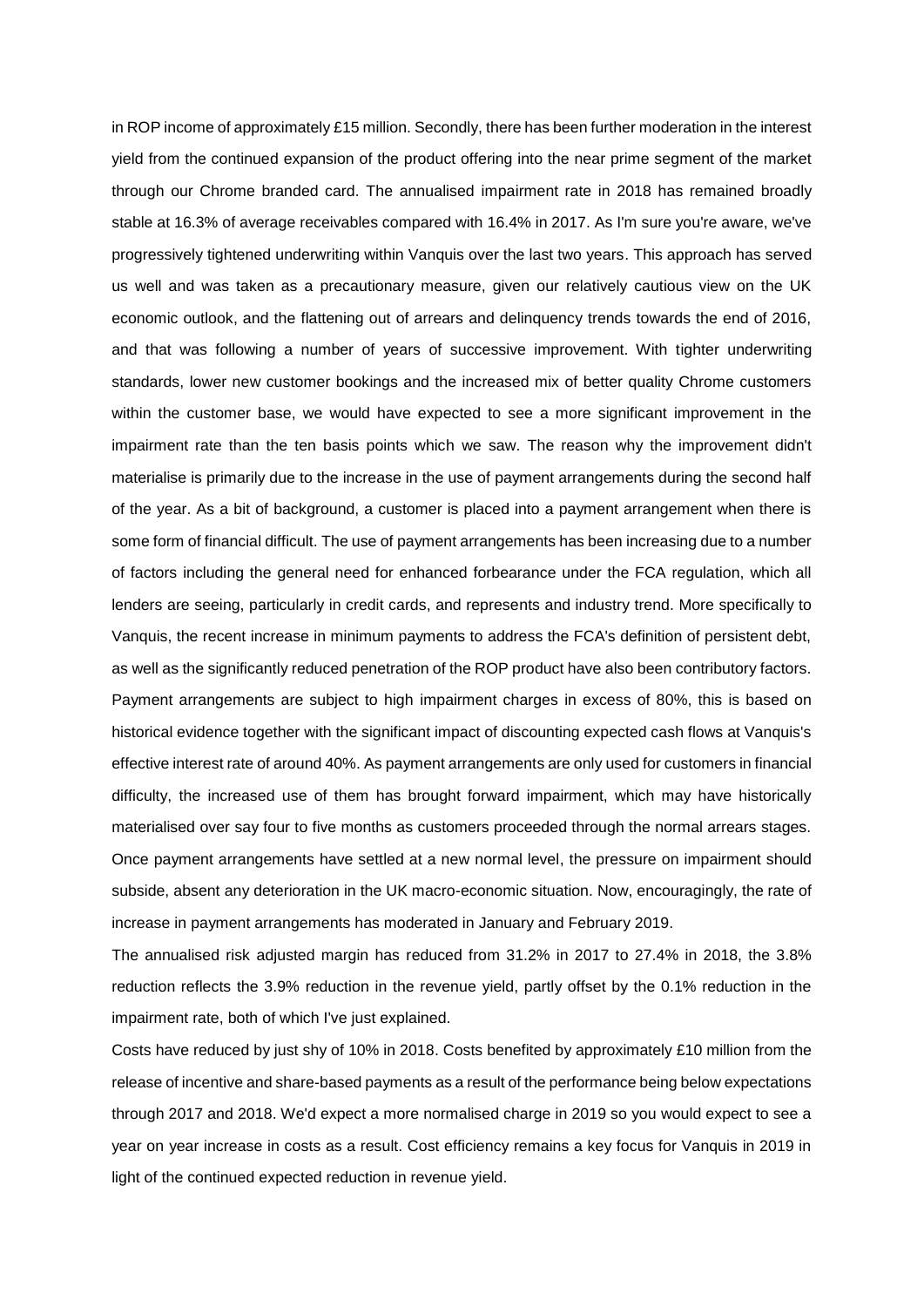in ROP income of approximately £15 million. Secondly, there has been further moderation in the interest yield from the continued expansion of the product offering into the near prime segment of the market through our Chrome branded card. The annualised impairment rate in 2018 has remained broadly stable at 16.3% of average receivables compared with 16.4% in 2017. As I'm sure you're aware, we've progressively tightened underwriting within Vanquis over the last two years. This approach has served us well and was taken as a precautionary measure, given our relatively cautious view on the UK economic outlook, and the flattening out of arrears and delinquency trends towards the end of 2016, and that was following a number of years of successive improvement. With tighter underwriting standards, lower new customer bookings and the increased mix of better quality Chrome customers within the customer base, we would have expected to see a more significant improvement in the impairment rate than the ten basis points which we saw. The reason why the improvement didn't materialise is primarily due to the increase in the use of payment arrangements during the second half of the year. As a bit of background, a customer is placed into a payment arrangement when there is some form of financial difficult. The use of payment arrangements has been increasing due to a number of factors including the general need for enhanced forbearance under the FCA regulation, which all lenders are seeing, particularly in credit cards, and represents and industry trend. More specifically to Vanquis, the recent increase in minimum payments to address the FCA's definition of persistent debt, as well as the significantly reduced penetration of the ROP product have also been contributory factors. Payment arrangements are subject to high impairment charges in excess of 80%, this is based on historical evidence together with the significant impact of discounting expected cash flows at Vanquis's effective interest rate of around 40%. As payment arrangements are only used for customers in financial difficulty, the increased use of them has brought forward impairment, which may have historically materialised over say four to five months as customers proceeded through the normal arrears stages. Once payment arrangements have settled at a new normal level, the pressure on impairment should subside, absent any deterioration in the UK macro-economic situation. Now, encouragingly, the rate of increase in payment arrangements has moderated in January and February 2019.

The annualised risk adjusted margin has reduced from 31.2% in 2017 to 27.4% in 2018, the 3.8% reduction reflects the 3.9% reduction in the revenue yield, partly offset by the 0.1% reduction in the impairment rate, both of which I've just explained.

Costs have reduced by just shy of 10% in 2018. Costs benefited by approximately £10 million from the release of incentive and share-based payments as a result of the performance being below expectations through 2017 and 2018. We'd expect a more normalised charge in 2019 so you would expect to see a year on year increase in costs as a result. Cost efficiency remains a key focus for Vanquis in 2019 in light of the continued expected reduction in revenue yield.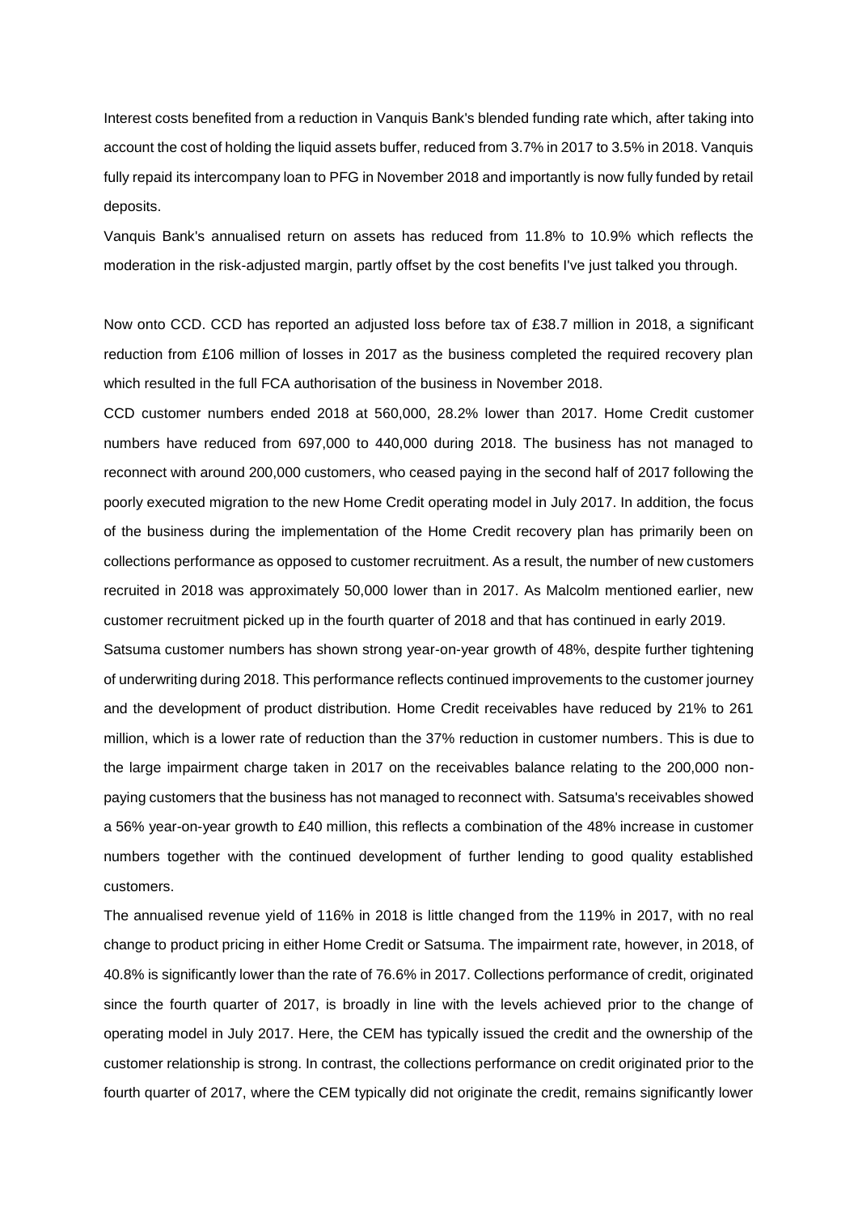Interest costs benefited from a reduction in Vanquis Bank's blended funding rate which, after taking into account the cost of holding the liquid assets buffer, reduced from 3.7% in 2017 to 3.5% in 2018. Vanquis fully repaid its intercompany loan to PFG in November 2018 and importantly is now fully funded by retail deposits.

Vanquis Bank's annualised return on assets has reduced from 11.8% to 10.9% which reflects the moderation in the risk-adjusted margin, partly offset by the cost benefits I've just talked you through.

Now onto CCD. CCD has reported an adjusted loss before tax of £38.7 million in 2018, a significant reduction from £106 million of losses in 2017 as the business completed the required recovery plan which resulted in the full FCA authorisation of the business in November 2018.

CCD customer numbers ended 2018 at 560,000, 28.2% lower than 2017. Home Credit customer numbers have reduced from 697,000 to 440,000 during 2018. The business has not managed to reconnect with around 200,000 customers, who ceased paying in the second half of 2017 following the poorly executed migration to the new Home Credit operating model in July 2017. In addition, the focus of the business during the implementation of the Home Credit recovery plan has primarily been on collections performance as opposed to customer recruitment. As a result, the number of new customers recruited in 2018 was approximately 50,000 lower than in 2017. As Malcolm mentioned earlier, new customer recruitment picked up in the fourth quarter of 2018 and that has continued in early 2019.

Satsuma customer numbers has shown strong year-on-year growth of 48%, despite further tightening of underwriting during 2018. This performance reflects continued improvements to the customer journey and the development of product distribution. Home Credit receivables have reduced by 21% to 261 million, which is a lower rate of reduction than the 37% reduction in customer numbers. This is due to the large impairment charge taken in 2017 on the receivables balance relating to the 200,000 non-paying customers that the business has not managed to reconnect with. Satsuma's receivables showed a 56% year-on-year growth to £40 million, this reflects a combination of the 48% increase in customer numbers together with the continued development of further lending to good quality established customers.

The annualised revenue yield of 116% in 2018 is little changed from the 119% in 2017, with no real change to product pricing in either Home Credit or Satsuma. The impairment rate, however, in 2018, of 40.8% is significantly lower than the rate of 76.6% in 2017. Collections performance of credit, originated since the fourth quarter of 2017, is broadly in line with the levels achieved prior to the change of operating model in July 2017. Here, the CEM has typically issued the credit and the ownership of the customer relationship is strong. In contrast, the collections performance on credit originated prior to the fourth quarter of 2017, where the CEM typically did not originate the credit, remains significantly lower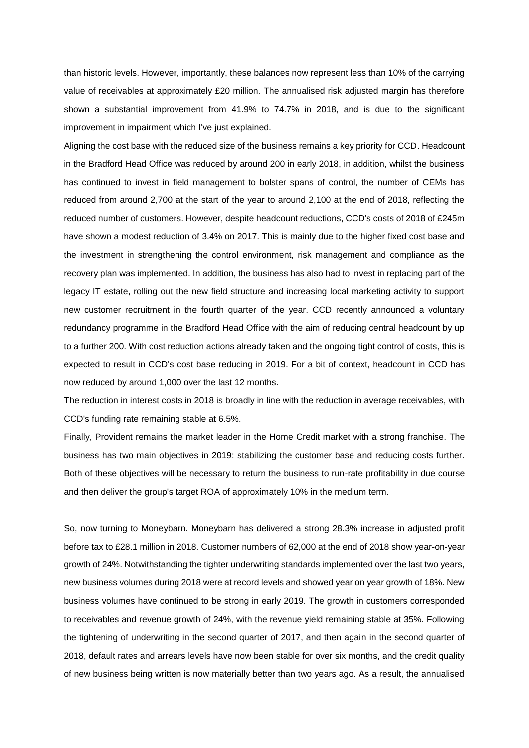than historic levels. However, importantly, these balances now represent less than 10% of the carrying value of receivables at approximately £20 million. The annualised risk adjusted margin has therefore shown a substantial improvement from 41.9% to 74.7% in 2018, and is due to the significant improvement in impairment which I've just explained.

Aligning the cost base with the reduced size of the business remains a key priority for CCD. Headcount in the Bradford Head Office was reduced by around 200 in early 2018, in addition, whilst the business has continued to invest in field management to bolster spans of control, the number of CEMs has reduced from around 2,700 at the start of the year to around 2,100 at the end of 2018, reflecting the reduced number of customers. However, despite headcount reductions, CCD's costs of 2018 of £245m have shown a modest reduction of 3.4% on 2017. This is mainly due to the higher fixed cost base and the investment in strengthening the control environment, risk management and compliance as the recovery plan was implemented. In addition, the business has also had to invest in replacing part of the legacy IT estate, rolling out the new field structure and increasing local marketing activity to support new customer recruitment in the fourth quarter of the year. CCD recently announced a voluntary redundancy programme in the Bradford Head Office with the aim of reducing central headcount by up to a further 200. With cost reduction actions already taken and the ongoing tight control of costs, this is expected to result in CCD's cost base reducing in 2019. For a bit of context, headcount in CCD has now reduced by around 1,000 over the last 12 months.

The reduction in interest costs in 2018 is broadly in line with the reduction in average receivables, with CCD's funding rate remaining stable at 6.5%.

Finally, Provident remains the market leader in the Home Credit market with a strong franchise. The business has two main objectives in 2019: stabilizing the customer base and reducing costs further. Both of these objectives will be necessary to return the business to run-rate profitability in due course and then deliver the group's target ROA of approximately 10% in the medium term.

So, now turning to Moneybarn. Moneybarn has delivered a strong 28.3% increase in adjusted profit before tax to £28.1 million in 2018. Customer numbers of 62,000 at the end of 2018 show year-on-year growth of 24%. Notwithstanding the tighter underwriting standards implemented over the last two years, new business volumes during 2018 were at record levels and showed year on year growth of 18%. New business volumes have continued to be strong in early 2019. The growth in customers corresponded to receivables and revenue growth of 24%, with the revenue yield remaining stable at 35%. Following the tightening of underwriting in the second quarter of 2017, and then again in the second quarter of 2018, default rates and arrears levels have now been stable for over six months, and the credit quality of new business being written is now materially better than two years ago. As a result, the annualised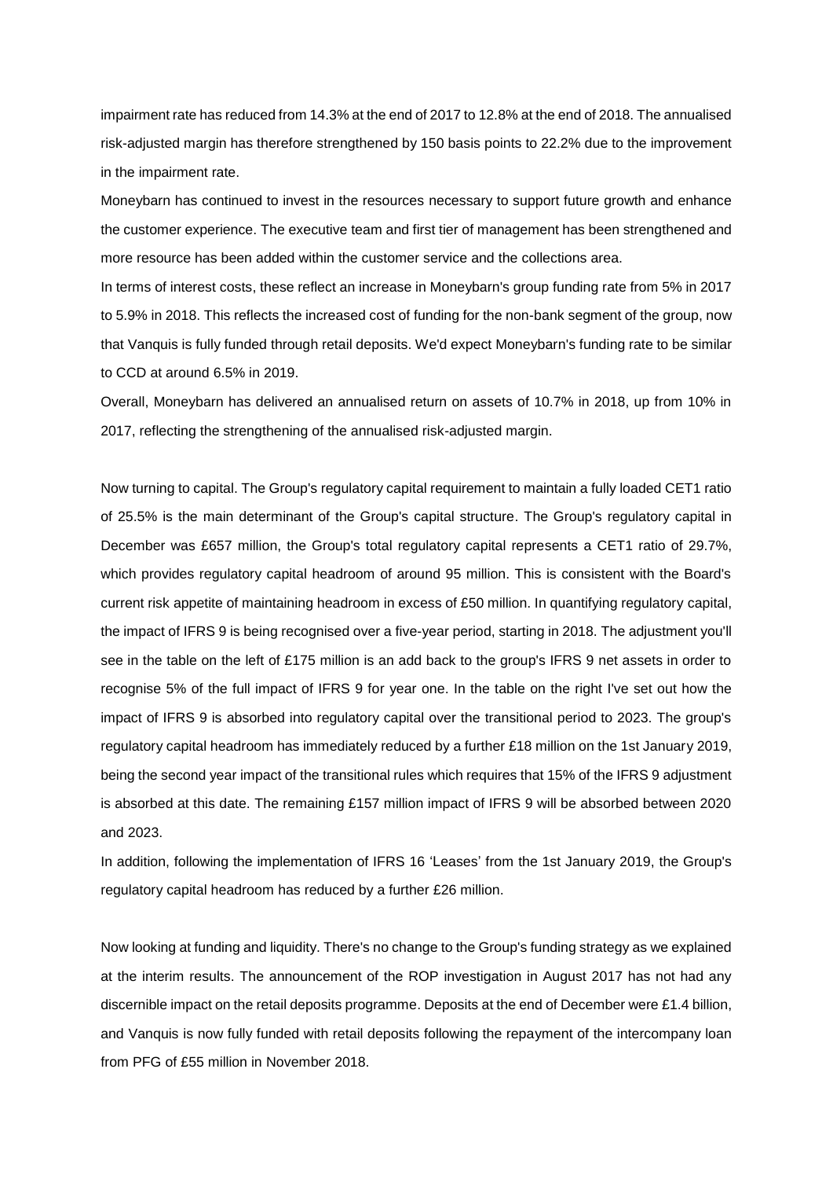impairment rate has reduced from 14.3% at the end of 2017 to 12.8% at the end of 2018. The annualised risk-adjusted margin has therefore strengthened by 150 basis points to 22.2% due to the improvement in the impairment rate.

Moneybarn has continued to invest in the resources necessary to support future growth and enhance the customer experience. The executive team and first tier of management has been strengthened and more resource has been added within the customer service and the collections area.

In terms of interest costs, these reflect an increase in Moneybarn's group funding rate from 5% in 2017 to 5.9% in 2018. This reflects the increased cost of funding for the non-bank segment of the group, now that Vanquis is fully funded through retail deposits. We'd expect Moneybarn's funding rate to be similar to CCD at around 6.5% in 2019.

Overall, Moneybarn has delivered an annualised return on assets of 10.7% in 2018, up from 10% in 2017, reflecting the strengthening of the annualised risk-adjusted margin.

Now turning to capital. The Group's regulatory capital requirement to maintain a fully loaded CET1 ratio of 25.5% is the main determinant of the Group's capital structure. The Group's regulatory capital in December was £657 million, the Group's total regulatory capital represents a CET1 ratio of 29.7%, which provides regulatory capital headroom of around 95 million. This is consistent with the Board's current risk appetite of maintaining headroom in excess of £50 million. In quantifying regulatory capital, the impact of IFRS 9 is being recognised over a five-year period, starting in 2018. The adjustment you'll see in the table on the left of £175 million is an add back to the group's IFRS 9 net assets in order to recognise 5% of the full impact of IFRS 9 for year one. In the table on the right I've set out how the impact of IFRS 9 is absorbed into regulatory capital over the transitional period to 2023. The group's regulatory capital headroom has immediately reduced by a further £18 million on the 1st January 2019, being the second year impact of the transitional rules which requires that 15% of the IFRS 9 adjustment is absorbed at this date. The remaining £157 million impact of IFRS 9 will be absorbed between 2020 and 2023.

In addition, following the implementation of IFRS 16 'Leases' from the 1st January 2019, the Group's regulatory capital headroom has reduced by a further £26 million.

Now looking at funding and liquidity. There's no change to the Group's funding strategy as we explained at the interim results. The announcement of the ROP investigation in August 2017 has not had any discernible impact on the retail deposits programme. Deposits at the end of December were £1.4 billion, and Vanquis is now fully funded with retail deposits following the repayment of the intercompany loan from PFG of £55 million in November 2018.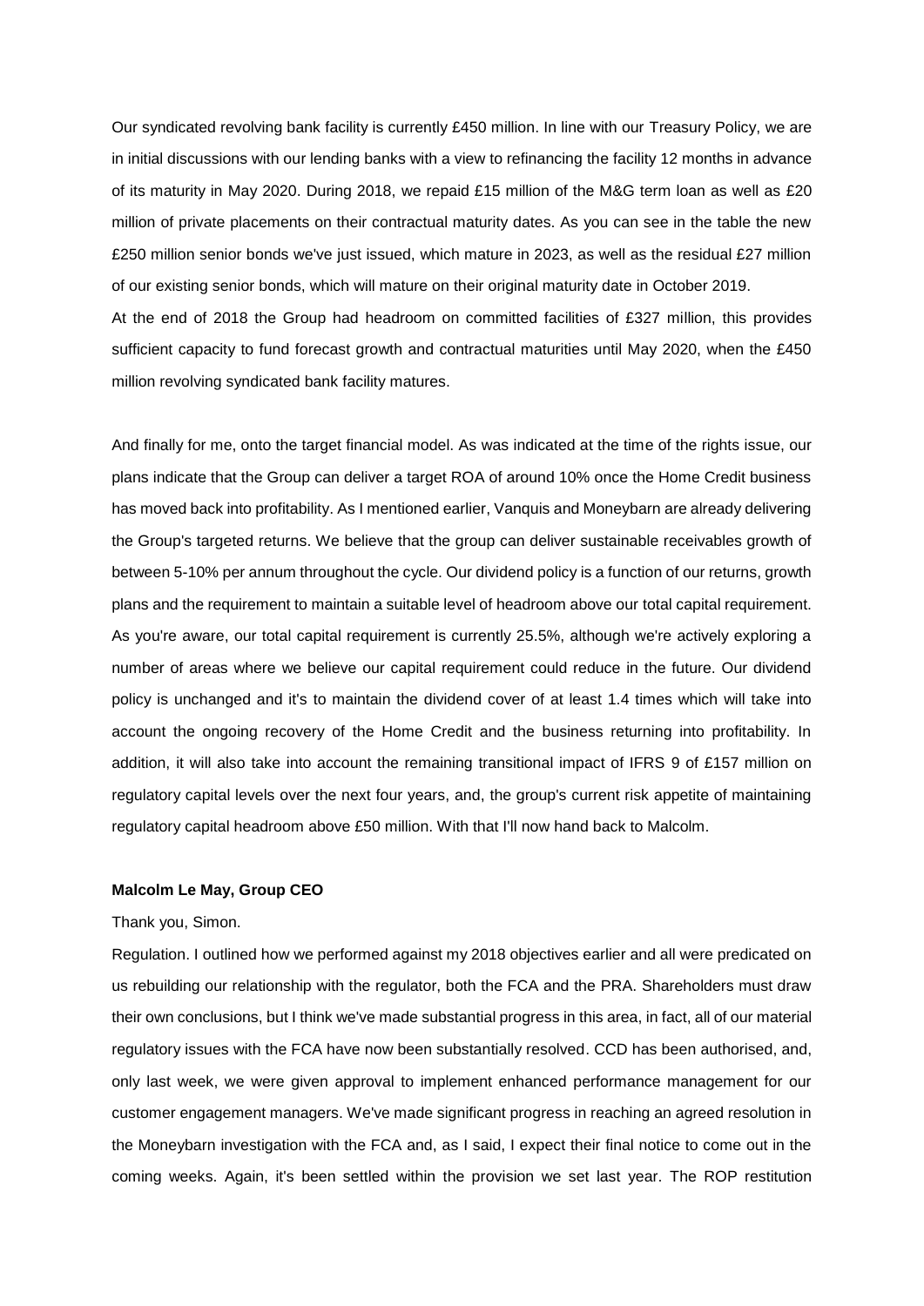Our syndicated revolving bank facility is currently £450 million. In line with our Treasury Policy, we are in initial discussions with our lending banks with a view to refinancing the facility 12 months in advance of its maturity in May 2020. During 2018, we repaid £15 million of the M&G term loan as well as £20 million of private placements on their contractual maturity dates. As you can see in the table the new £250 million senior bonds we've just issued, which mature in 2023, as well as the residual £27 million of our existing senior bonds, which will mature on their original maturity date in October 2019.

At the end of 2018 the Group had headroom on committed facilities of £327 million, this provides sufficient capacity to fund forecast growth and contractual maturities until May 2020, when the £450 million revolving syndicated bank facility matures.

And finally for me, onto the target financial model. As was indicated at the time of the rights issue, our plans indicate that the Group can deliver a target ROA of around 10% once the Home Credit business has moved back into profitability. As I mentioned earlier, Vanquis and Moneybarn are already delivering the Group's targeted returns. We believe that the group can deliver sustainable receivables growth of between 5-10% per annum throughout the cycle. Our dividend policy is a function of our returns, growth plans and the requirement to maintain a suitable level of headroom above our total capital requirement. As you're aware, our total capital requirement is currently 25.5%, although we're actively exploring a number of areas where we believe our capital requirement could reduce in the future. Our dividend policy is unchanged and it's to maintain the dividend cover of at least 1.4 times which will take into account the ongoing recovery of the Home Credit and the business returning into profitability. In addition, it will also take into account the remaining transitional impact of IFRS 9 of £157 million on regulatory capital levels over the next four years, and, the group's current risk appetite of maintaining regulatory capital headroom above £50 million. With that I'll now hand back to Malcolm.

**Malcolm Le May, Group CEO**

Thank you, Simon.

Regulation. I outlined how we performed against my 2018 objectives earlier and all were predicated on us rebuilding our relationship with the regulator, both the FCA and the PRA. Shareholders must draw their own conclusions, but I think we've made substantial progress in this area, in fact, all of our material regulatory issues with the FCA have now been substantially resolved. CCD has been authorised, and, only last week, we were given approval to implement enhanced performance management for our customer engagement managers. We've made significant progress in reaching an agreed resolution in the Moneybarn investigation with the FCA and, as I said, I expect their final notice to come out in the coming weeks. Again, it's been settled within the provision we set last year. The ROP restitution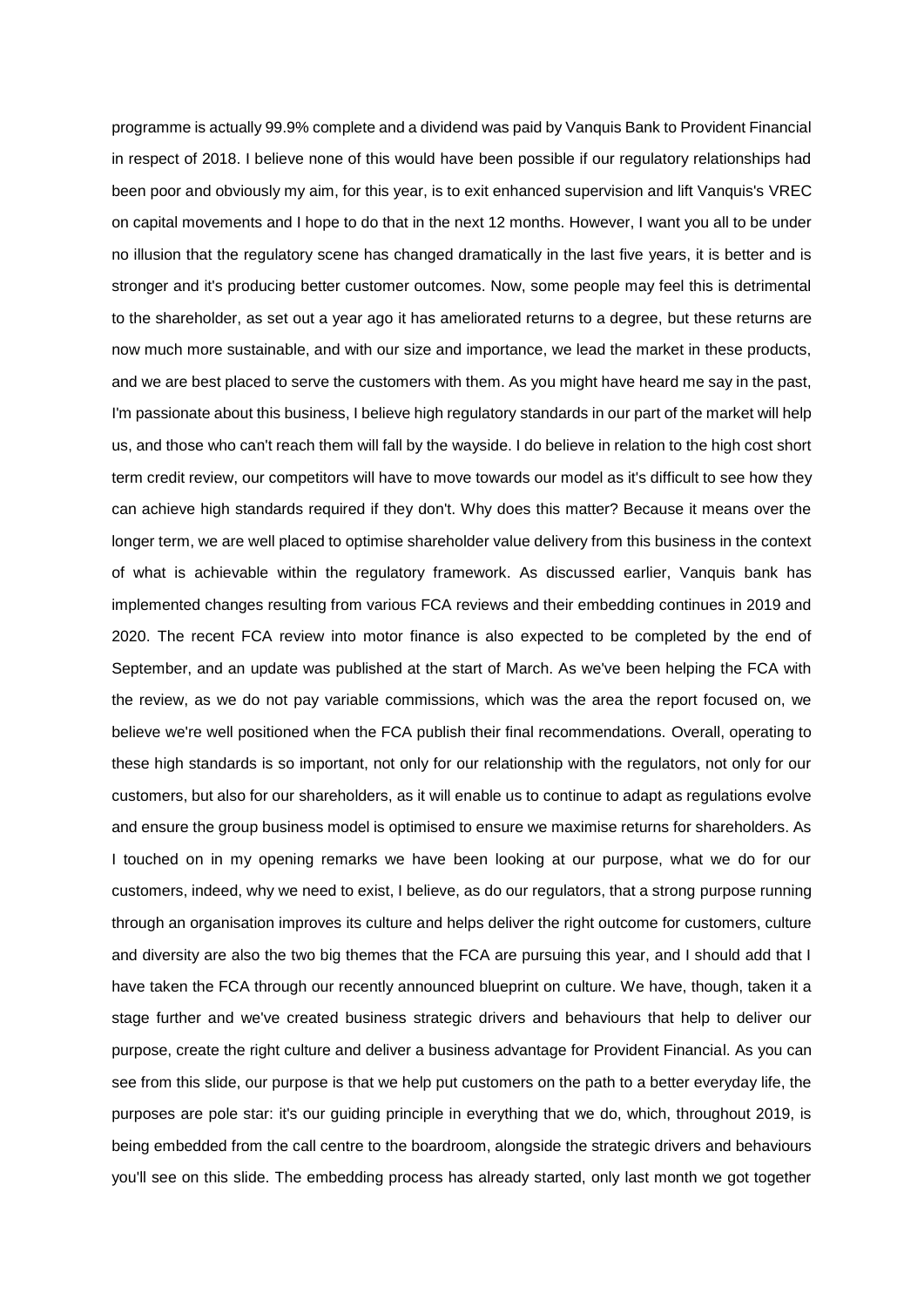programme is actually 99.9% complete and a dividend was paid by Vanquis Bank to Provident Financial in respect of 2018. I believe none of this would have been possible if our regulatory relationships had been poor and obviously my aim, for this year, is to exit enhanced supervision and lift Vanquis's VREC on capital movements and I hope to do that in the next 12 months. However, I want you all to be under no illusion that the regulatory scene has changed dramatically in the last five years, it is better and is stronger and it's producing better customer outcomes. Now, some people may feel this is detrimental to the shareholder, as set out a year ago it has ameliorated returns to a degree, but these returns are now much more sustainable, and with our size and importance, we lead the market in these products, and we are best placed to serve the customers with them. As you might have heard me say in the past, I'm passionate about this business, I believe high regulatory standards in our part of the market will help us, and those who can't reach them will fall by the wayside. I do believe in relation to the high cost short term credit review, our competitors will have to move towards our model as it's difficult to see how they can achieve high standards required if they don't. Why does this matter? Because it means over the longer term, we are well placed to optimise shareholder value delivery from this business in the context of what is achievable within the regulatory framework. As discussed earlier, Vanquis bank has implemented changes resulting from various FCA reviews and their embedding continues in 2019 and 2020. The recent FCA review into motor finance is also expected to be completed by the end of September, and an update was published at the start of March. As we've been helping the FCA with the review, as we do not pay variable commissions, which was the area the report focused on, we believe we're well positioned when the FCA publish their final recommendations. Overall, operating to these high standards is so important, not only for our relationship with the regulators, not only for our customers, but also for our shareholders, as it will enable us to continue to adapt as regulations evolve and ensure the group business model is optimised to ensure we maximise returns for shareholders. As I touched on in my opening remarks we have been looking at our purpose, what we do for our customers, indeed, why we need to exist, I believe, as do our regulators, that a strong purpose running through an organisation improves its culture and helps deliver the right outcome for customers, culture and diversity are also the two big themes that the FCA are pursuing this year, and I should add that I have taken the FCA through our recently announced blueprint on culture. We have, though, taken it a stage further and we've created business strategic drivers and behaviours that help to deliver our purpose, create the right culture and deliver a business advantage for Provident Financial. As you can see from this slide, our purpose is that we help put customers on the path to a better everyday life, the purposes are pole star: it's our guiding principle in everything that we do, which, throughout 2019, is being embedded from the call centre to the boardroom, alongside the strategic drivers and behaviours you'll see on this slide. The embedding process has already started, only last month we got together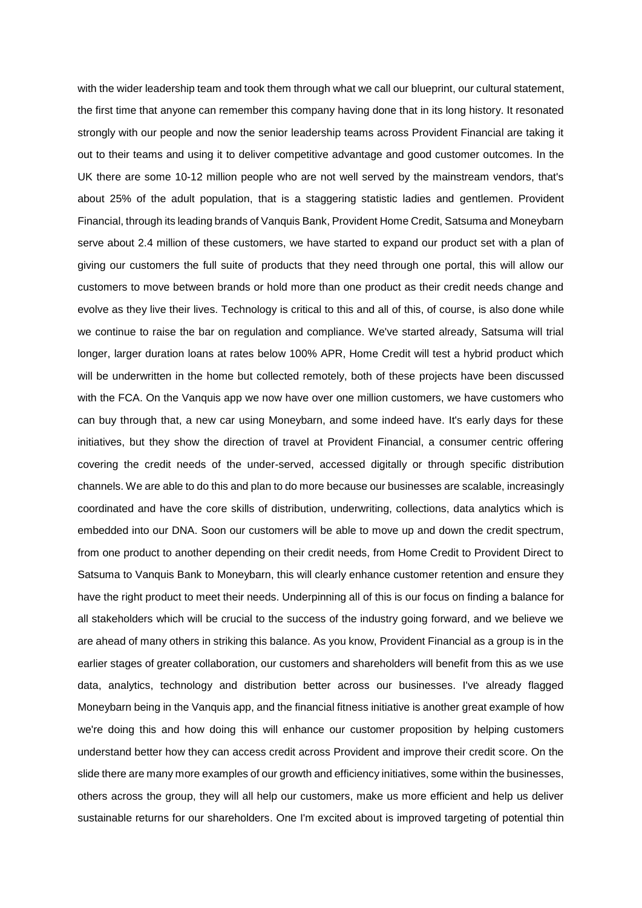with the wider leadership team and took them through what we call our blueprint, our cultural statement, the first time that anyone can remember this company having done that in its long history. It resonated strongly with our people and now the senior leadership teams across Provident Financial are taking it out to their teams and using it to deliver competitive advantage and good customer outcomes. In the UK there are some 10-12 million people who are not well served by the mainstream vendors, that's about 25% of the adult population, that is a staggering statistic ladies and gentlemen. Provident Financial, through its leading brands of Vanquis Bank, Provident Home Credit, Satsuma and Moneybarn serve about 2.4 million of these customers, we have started to expand our product set with a plan of giving our customers the full suite of products that they need through one portal, this will allow our customers to move between brands or hold more than one product as their credit needs change and evolve as they live their lives. Technology is critical to this and all of this, of course, is also done while we continue to raise the bar on regulation and compliance. We've started already, Satsuma will trial longer, larger duration loans at rates below 100% APR, Home Credit will test a hybrid product which will be underwritten in the home but collected remotely, both of these projects have been discussed with the FCA. On the Vanquis app we now have over one million customers, we have customers who can buy through that, a new car using Moneybarn, and some indeed have. It's early days for these initiatives, but they show the direction of travel at Provident Financial, a consumer centric offering covering the credit needs of the under-served, accessed digitally or through specific distribution channels. We are able to do this and plan to do more because our businesses are scalable, increasingly coordinated and have the core skills of distribution, underwriting, collections, data analytics which is embedded into our DNA. Soon our customers will be able to move up and down the credit spectrum, from one product to another depending on their credit needs, from Home Credit to Provident Direct to Satsuma to Vanquis Bank to Moneybarn, this will clearly enhance customer retention and ensure they have the right product to meet their needs. Underpinning all of this is our focus on finding a balance for all stakeholders which will be crucial to the success of the industry going forward, and we believe we are ahead of many others in striking this balance. As you know, Provident Financial as a group is in the earlier stages of greater collaboration, our customers and shareholders will benefit from this as we use data, analytics, technology and distribution better across our businesses. I've already flagged Moneybarn being in the Vanquis app, and the financial fitness initiative is another great example of how we're doing this and how doing this will enhance our customer proposition by helping customers understand better how they can access credit across Provident and improve their credit score. On the slide there are many more examples of our growth and efficiency initiatives, some within the businesses, others across the group, they will all help our customers, make us more efficient and help us deliver sustainable returns for our shareholders. One I'm excited about is improved targeting of potential thin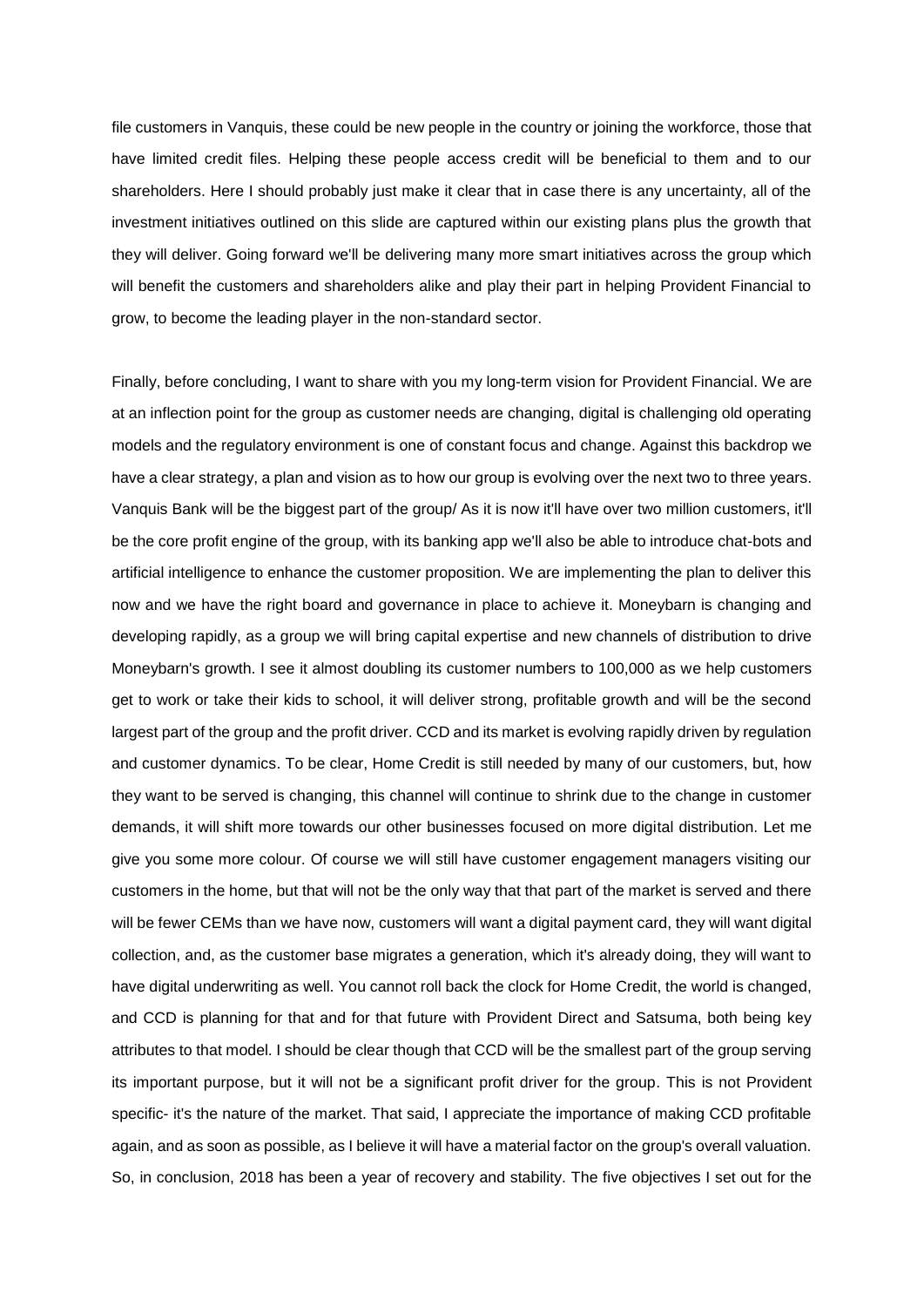file customers in Vanquis, these could be new people in the country or joining the workforce, those that have limited credit files. Helping these people access credit will be beneficial to them and to our shareholders. Here I should probably just make it clear that in case there is any uncertainty, all of the investment initiatives outlined on this slide are captured within our existing plans plus the growth that they will deliver. Going forward we'll be delivering many more smart initiatives across the group which will benefit the customers and shareholders alike and play their part in helping Provident Financial to grow, to become the leading player in the non-standard sector.

Finally, before concluding, I want to share with you my long-term vision for Provident Financial. We are at an inflection point for the group as customer needs are changing, digital is challenging old operating models and the regulatory environment is one of constant focus and change. Against this backdrop we have a clear strategy, a plan and vision as to how our group is evolving over the next two to three years. Vanquis Bank will be the biggest part of the group/ As it is now it'll have over two million customers, it'll be the core profit engine of the group, with its banking app we'll also be able to introduce chat-bots and artificial intelligence to enhance the customer proposition. We are implementing the plan to deliver this now and we have the right board and governance in place to achieve it. Moneybarn is changing and developing rapidly, as a group we will bring capital expertise and new channels of distribution to drive Moneybarn's growth. I see it almost doubling its customer numbers to 100,000 as we help customers get to work or take their kids to school, it will deliver strong, profitable growth and will be the second largest part of the group and the profit driver. CCD and its market is evolving rapidly driven by regulation and customer dynamics. To be clear, Home Credit is still needed by many of our customers, but, how they want to be served is changing, this channel will continue to shrink due to the change in customer demands, it will shift more towards our other businesses focused on more digital distribution. Let me give you some more colour. Of course we will still have customer engagement managers visiting our customers in the home, but that will not be the only way that that part of the market is served and there will be fewer CEMs than we have now, customers will want a digital payment card, they will want digital collection, and, as the customer base migrates a generation, which it's already doing, they will want to have digital underwriting as well. You cannot roll back the clock for Home Credit, the world is changed, and CCD is planning for that and for that future with Provident Direct and Satsuma, both being key attributes to that model. I should be clear though that CCD will be the smallest part of the group serving its important purpose, but it will not be a significant profit driver for the group. This is not Provident specific- it's the nature of the market. That said, I appreciate the importance of making CCD profitable again, and as soon as possible, as I believe it will have a material factor on the group's overall valuation. So, in conclusion, 2018 has been a year of recovery and stability. The five objectives I set out for the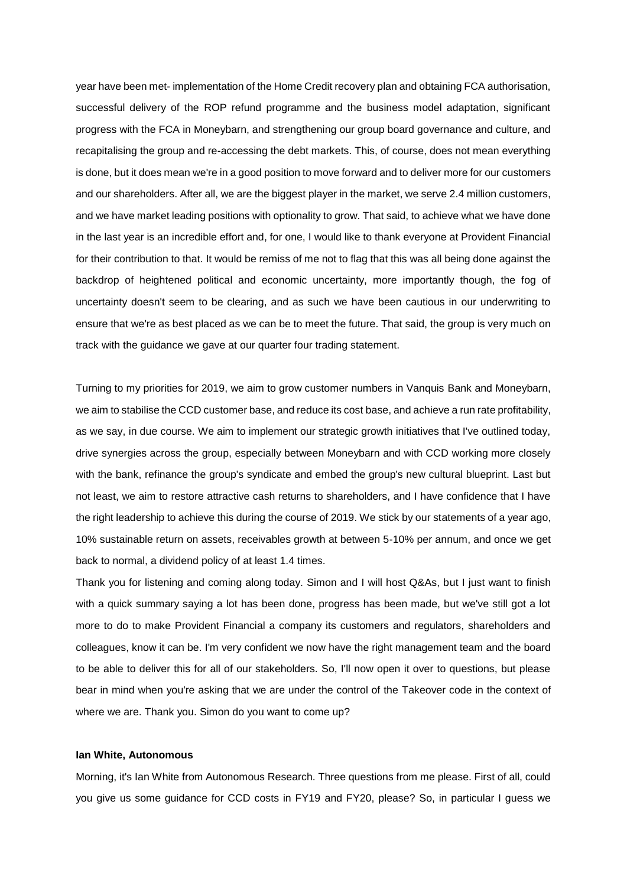year have been met- implementation of the Home Credit recovery plan and obtaining FCA authorisation, successful delivery of the ROP refund programme and the business model adaptation, significant progress with the FCA in Moneybarn, and strengthening our group board governance and culture, and recapitalising the group and re-accessing the debt markets. This, of course, does not mean everything is done, but it does mean we're in a good position to move forward and to deliver more for our customers and our shareholders. After all, we are the biggest player in the market, we serve 2.4 million customers, and we have market leading positions with optionality to grow. That said, to achieve what we have done in the last year is an incredible effort and, for one, I would like to thank everyone at Provident Financial for their contribution to that. It would be remiss of me not to flag that this was all being done against the backdrop of heightened political and economic uncertainty, more importantly though, the fog of uncertainty doesn't seem to be clearing, and as such we have been cautious in our underwriting to ensure that we're as best placed as we can be to meet the future. That said, the group is very much on track with the guidance we gave at our quarter four trading statement.

Turning to my priorities for 2019, we aim to grow customer numbers in Vanquis Bank and Moneybarn, we aim to stabilise the CCD customer base, and reduce its cost base, and achieve a run rate profitability, as we say, in due course. We aim to implement our strategic growth initiatives that I've outlined today, drive synergies across the group, especially between Moneybarn and with CCD working more closely with the bank, refinance the group's syndicate and embed the group's new cultural blueprint. Last but not least, we aim to restore attractive cash returns to shareholders, and I have confidence that I have the right leadership to achieve this during the course of 2019. We stick by our statements of a year ago, 10% sustainable return on assets, receivables growth at between 5-10% per annum, and once we get back to normal, a dividend policy of at least 1.4 times.

Thank you for listening and coming along today. Simon and I will host Q&As, but I just want to finish with a quick summary saying a lot has been done, progress has been made, but we've still got a lot more to do to make Provident Financial a company its customers and regulators, shareholders and colleagues, know it can be. I'm very confident we now have the right management team and the board to be able to deliver this for all of our stakeholders. So, I'll now open it over to questions, but please bear in mind when you're asking that we are under the control of the Takeover code in the context of where we are. Thank you. Simon do you want to come up?

**Ian White, Autonomous**

Morning, it's Ian White from Autonomous Research. Three questions from me please. First of all, could you give us some guidance for CCD costs in FY19 and FY20, please? So, in particular I guess we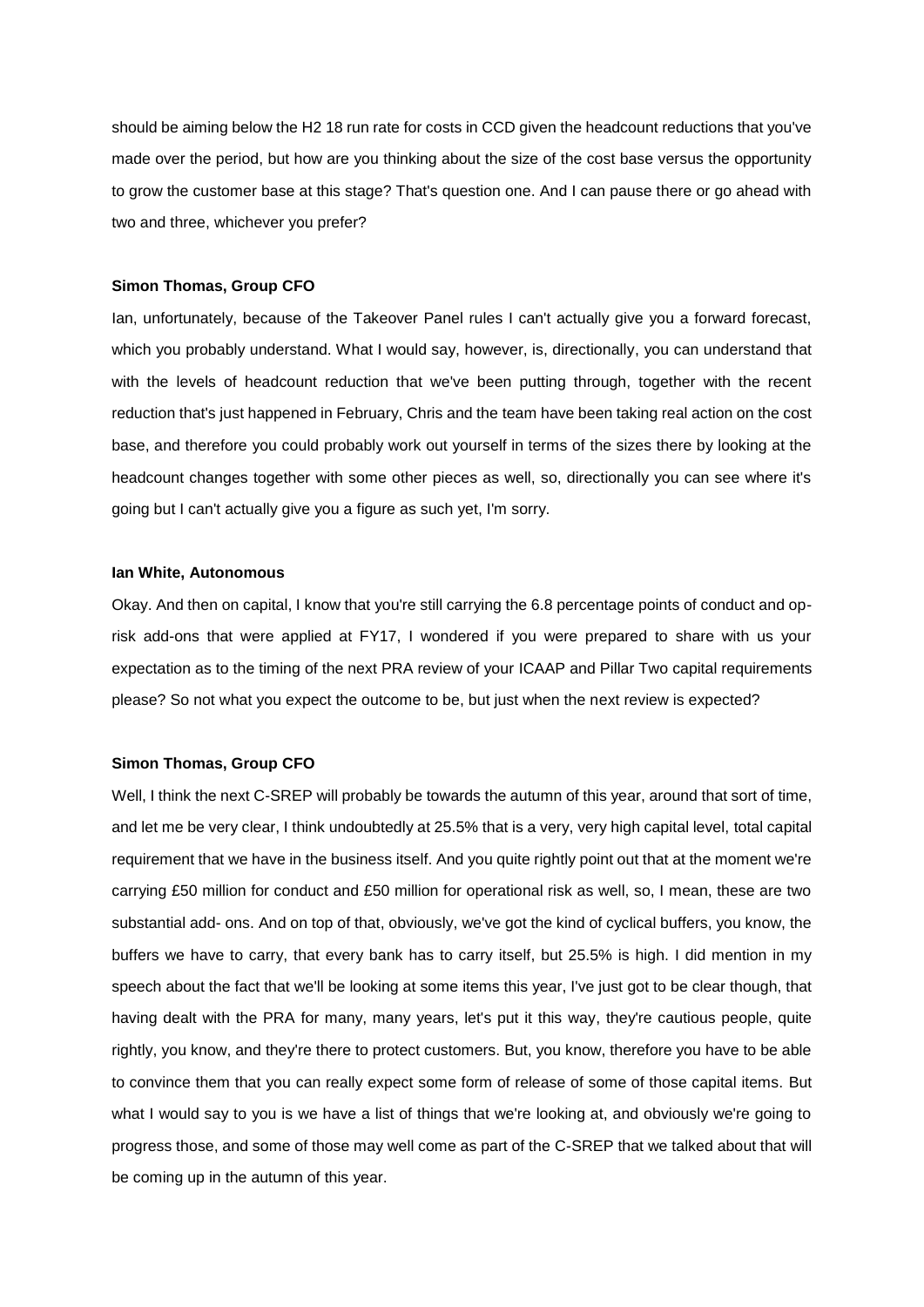should be aiming below the H2 18 run rate for costs in CCD given the headcount reductions that you've made over the period, but how are you thinking about the size of the cost base versus the opportunity to grow the customer base at this stage? That's question one. And I can pause there or go ahead with two and three, whichever you prefer?

**Simon Thomas, Group CFO**

Ian, unfortunately, because of the Takeover Panel rules I can't actually give you a forward forecast, which you probably understand. What I would say, however, is, directionally, you can understand that with the levels of headcount reduction that we've been putting through, together with the recent reduction that's just happened in February, Chris and the team have been taking real action on the cost base, and therefore you could probably work out yourself in terms of the sizes there by looking at the headcount changes together with some other pieces as well, so, directionally you can see where it's going but I can't actually give you a figure as such yet, I'm sorry.

**Ian White, Autonomous**

Okay. And then on capital, I know that you're still carrying the 6.8 percentage points of conduct and op-risk add-ons that were applied at FY17, I wondered if you were prepared to share with us your expectation as to the timing of the next PRA review of your ICAAP and Pillar Two capital requirements please? So not what you expect the outcome to be, but just when the next review is expected?

**Simon Thomas, Group CFO**

Well, I think the next C-SREP will probably be towards the autumn of this year, around that sort of time, and let me be very clear, I think undoubtedly at 25.5% that is a very, very high capital level, total capital requirement that we have in the business itself. And you quite rightly point out that at the moment we're carrying £50 million for conduct and £50 million for operational risk as well, so, I mean, these are two substantial add- ons. And on top of that, obviously, we've got the kind of cyclical buffers, you know, the buffers we have to carry, that every bank has to carry itself, but 25.5% is high. I did mention in my speech about the fact that we'll be looking at some items this year, I've just got to be clear though, that having dealt with the PRA for many, many years, let's put it this way, they're cautious people, quite rightly, you know, and they're there to protect customers. But, you know, therefore you have to be able to convince them that you can really expect some form of release of some of those capital items. But what I would say to you is we have a list of things that we're looking at, and obviously we're going to progress those, and some of those may well come as part of the C-SREP that we talked about that will be coming up in the autumn of this year.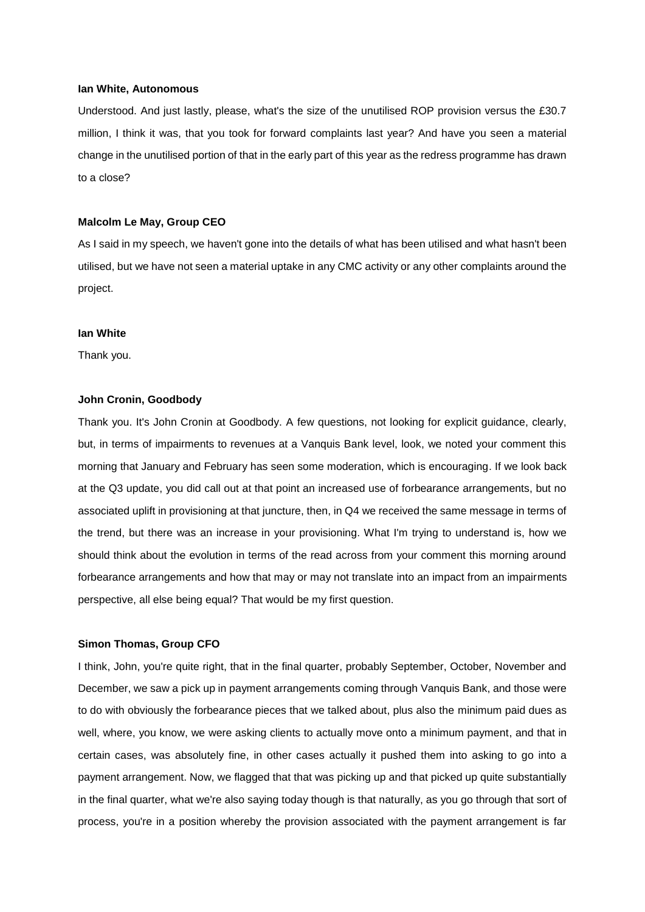**Ian White, Autonomous**

Understood. And just lastly, please, what's the size of the unutilised ROP provision versus the £30.7 million, I think it was, that you took for forward complaints last year? And have you seen a material change in the unutilised portion of that in the early part of this year as the redress programme has drawn to a close?

**Malcolm Le May, Group CEO**

As I said in my speech, we haven't gone into the details of what has been utilised and what hasn't been utilised, but we have not seen a material uptake in any CMC activity or any other complaints around the project.

**Ian White**

Thank you.

**John Cronin, Goodbody**

Thank you. It's John Cronin at Goodbody. A few questions, not looking for explicit guidance, clearly, but, in terms of impairments to revenues at a Vanquis Bank level, look, we noted your comment this morning that January and February has seen some moderation, which is encouraging. If we look back at the Q3 update, you did call out at that point an increased use of forbearance arrangements, but no associated uplift in provisioning at that juncture, then, in Q4 we received the same message in terms of the trend, but there was an increase in your provisioning. What I'm trying to understand is, how we should think about the evolution in terms of the read across from your comment this morning around forbearance arrangements and how that may or may not translate into an impact from an impairments perspective, all else being equal? That would be my first question.

**Simon Thomas, Group CFO**

I think, John, you're quite right, that in the final quarter, probably September, October, November and December, we saw a pick up in payment arrangements coming through Vanquis Bank, and those were to do with obviously the forbearance pieces that we talked about, plus also the minimum paid dues as well, where, you know, we were asking clients to actually move onto a minimum payment, and that in certain cases, was absolutely fine, in other cases actually it pushed them into asking to go into a payment arrangement. Now, we flagged that that was picking up and that picked up quite substantially in the final quarter, what we're also saying today though is that naturally, as you go through that sort of process, you're in a position whereby the provision associated with the payment arrangement is far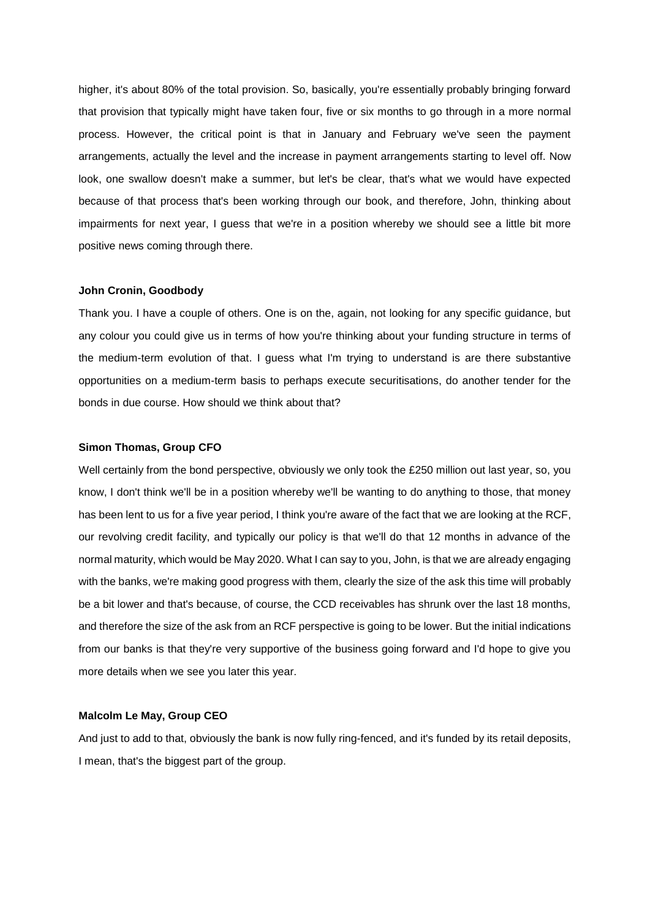higher, it's about 80% of the total provision. So, basically, you're essentially probably bringing forward that provision that typically might have taken four, five or six months to go through in a more normal process. However, the critical point is that in January and February we've seen the payment arrangements, actually the level and the increase in payment arrangements starting to level off. Now look, one swallow doesn't make a summer, but let's be clear, that's what we would have expected because of that process that's been working through our book, and therefore, John, thinking about impairments for next year, I guess that we're in a position whereby we should see a little bit more positive news coming through there.

**John Cronin, Goodbody**

Thank you. I have a couple of others. One is on the, again, not looking for any specific guidance, but any colour you could give us in terms of how you're thinking about your funding structure in terms of the medium-term evolution of that. I guess what I'm trying to understand is are there substantive opportunities on a medium-term basis to perhaps execute securitisations, do another tender for the bonds in due course. How should we think about that?

**Simon Thomas, Group CFO**

Well certainly from the bond perspective, obviously we only took the £250 million out last year, so, you know, I don't think we'll be in a position whereby we'll be wanting to do anything to those, that money has been lent to us for a five year period, I think you're aware of the fact that we are looking at the RCF, our revolving credit facility, and typically our policy is that we'll do that 12 months in advance of the normal maturity, which would be May 2020. What I can say to you, John, is that we are already engaging with the banks, we're making good progress with them, clearly the size of the ask this time will probably be a bit lower and that's because, of course, the CCD receivables has shrunk over the last 18 months, and therefore the size of the ask from an RCF perspective is going to be lower. But the initial indications from our banks is that they're very supportive of the business going forward and I'd hope to give you more details when we see you later this year.

**Malcolm Le May, Group CEO**

And just to add to that, obviously the bank is now fully ring-fenced, and it's funded by its retail deposits, I mean, that's the biggest part of the group.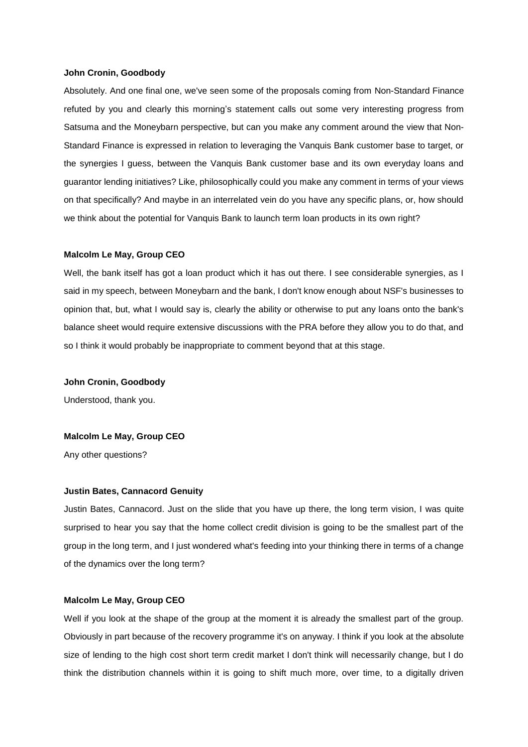**John Cronin, Goodbody**

Absolutely. And one final one, we've seen some of the proposals coming from Non-Standard Finance refuted by you and clearly this morning's statement calls out some very interesting progress from Satsuma and the Moneybarn perspective, but can you make any comment around the view that Non-Standard Finance is expressed in relation to leveraging the Vanquis Bank customer base to target, or the synergies I guess, between the Vanquis Bank customer base and its own everyday loans and guarantor lending initiatives? Like, philosophically could you make any comment in terms of your views on that specifically? And maybe in an interrelated vein do you have any specific plans, or, how should we think about the potential for Vanquis Bank to launch term loan products in its own right?

**Malcolm Le May, Group CEO**

Well, the bank itself has got a loan product which it has out there. I see considerable synergies, as I said in my speech, between Moneybarn and the bank, I don't know enough about NSF's businesses to opinion that, but, what I would say is, clearly the ability or otherwise to put any loans onto the bank's balance sheet would require extensive discussions with the PRA before they allow you to do that, and so I think it would probably be inappropriate to comment beyond that at this stage.

**John Cronin, Goodbody**

Understood, thank you.

**Malcolm Le May, Group CEO**

Any other questions?

**Justin Bates, Cannacord Genuity**

Justin Bates, Cannacord. Just on the slide that you have up there, the long term vision, I was quite surprised to hear you say that the home collect credit division is going to be the smallest part of the group in the long term, and I just wondered what's feeding into your thinking there in terms of a change of the dynamics over the long term?

**Malcolm Le May, Group CEO**

Well if you look at the shape of the group at the moment it is already the smallest part of the group. Obviously in part because of the recovery programme it's on anyway. I think if you look at the absolute size of lending to the high cost short term credit market I don't think will necessarily change, but I do think the distribution channels within it is going to shift much more, over time, to a digitally driven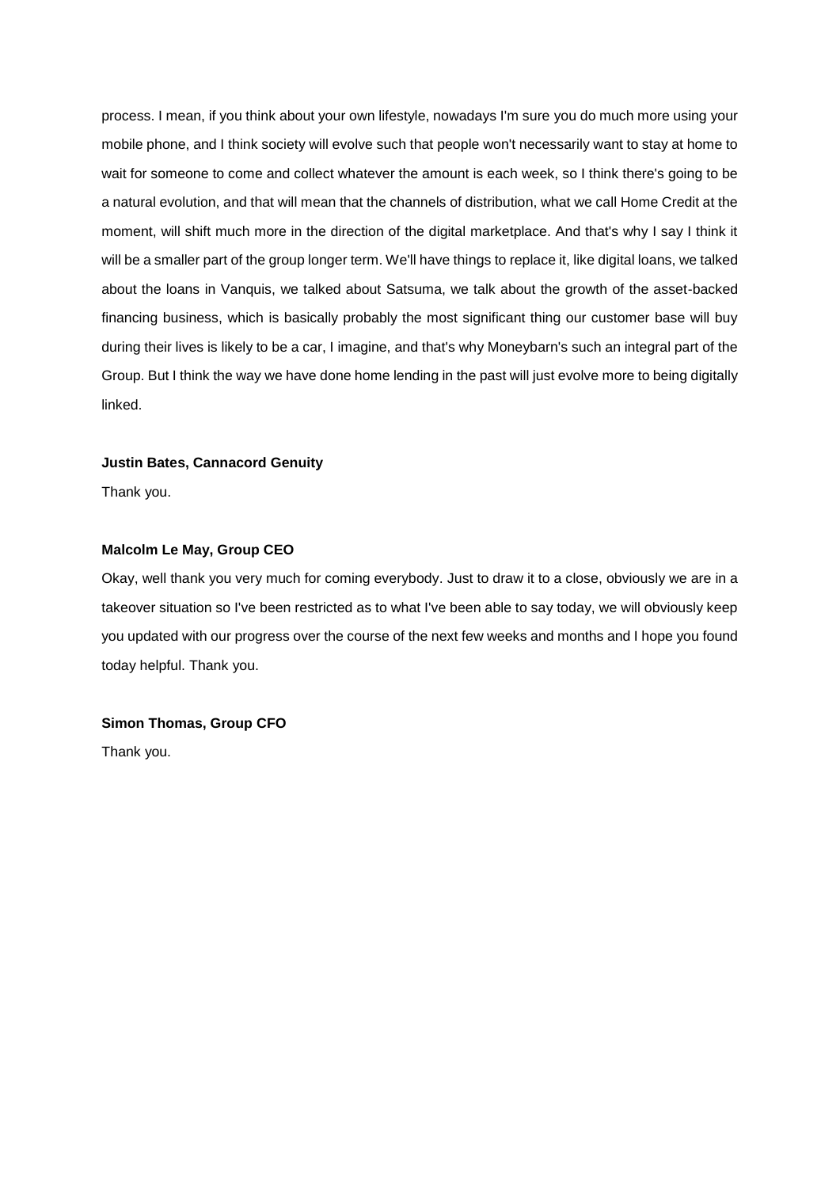process. I mean, if you think about your own lifestyle, nowadays I'm sure you do much more using your mobile phone, and I think society will evolve such that people won't necessarily want to stay at home to wait for someone to come and collect whatever the amount is each week, so I think there's going to be a natural evolution, and that will mean that the channels of distribution, what we call Home Credit at the moment, will shift much more in the direction of the digital marketplace. And that's why I say I think it will be a smaller part of the group longer term. We'll have things to replace it, like digital loans, we talked about the loans in Vanquis, we talked about Satsuma, we talk about the growth of the asset-backed financing business, which is basically probably the most significant thing our customer base will buy during their lives is likely to be a car, I imagine, and that's why Moneybarn's such an integral part of the Group. But I think the way we have done home lending in the past will just evolve more to being digitally linked.

**Justin Bates, Cannacord Genuity**

Thank you.

**Malcolm Le May, Group CEO**

Okay, well thank you very much for coming everybody. Just to draw it to a close, obviously we are in a takeover situation so I've been restricted as to what I've been able to say today, we will obviously keep you updated with our progress over the course of the next few weeks and months and I hope you found today helpful. Thank you.

**Simon Thomas, Group CFO**

Thank you.